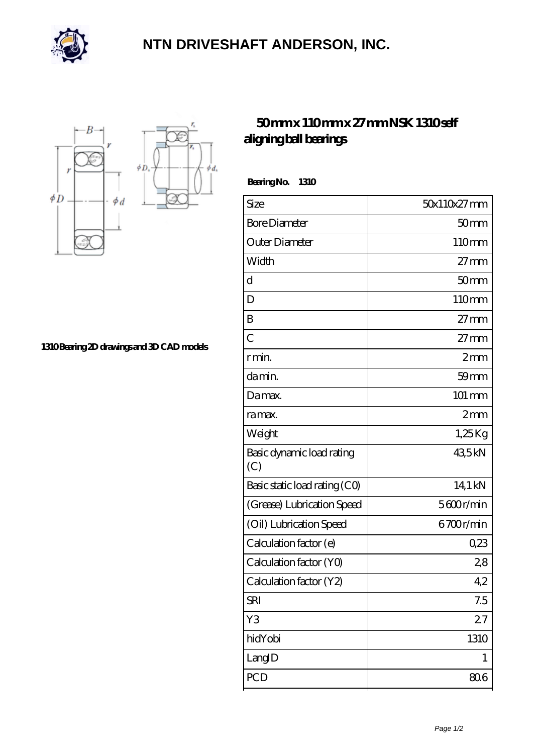# NTN DRIVESHAFT ANDERSON, INC.

## 50 mm x 110 mm x 27 mm NSK 1310 self aligning ball bearings

1310 Bearing 2D drawings and 3D CAD models

**Bearing No. 1310**

| Size | 50x110x27 mm |
|---|---|
| Bore Diameter | 50 mm |
| Outer Diameter | 110 mm |
| Width | 27 mm |
| d | 50 mm |
| D | 110 mm |
| B | 27 mm |
| C | 27 mm |
| r min. | 2 mm |
| da min. | 59 mm |
| Da max. | 101 mm |
| ra max. | 2 mm |
| Weight | 1,25 Kg |
| Basic dynamic load rating (C) | 43,5 kN |
| Basic static load rating (C0) | 14,1 kN |
| (Grease) Lubrication Speed | 5 600 r/min |
| (Oil) Lubrication Speed | 6 700 r/min |
| Calculation factor (e) | 0,23 |
| Calculation factor (Y0) | 2,8 |
| Calculation factor (Y2) | 4,2 |
| SRI | 7.5 |
| Y3 | 2.7 |
| hidYobi | 1310 |
| LangID | 1 |
| PCD | 80.6 |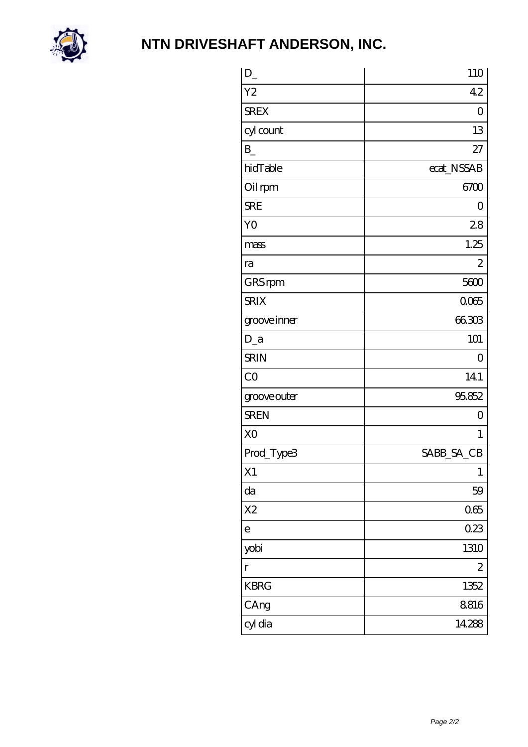# NTN DRIVESHAFT ANDERSON, INC.

| | |
|---|---|
| D_ | 110 |
| Y2 | 4.2 |
| SREX | 0 |
| cyl count | 13 |
| B_ | 27 |
| hidTable | ecat_NSSAB |
| Oil rpm | 6700 |
| SRE | 0 |
| Y0 | 2.8 |
| mass | 1.25 |
| ra | 2 |
| GRS rpm | 5600 |
| SRIX | 0.065 |
| groove inner | 66.303 |
| D_a | 101 |
| SRIN | 0 |
| C0 | 14.1 |
| groove outer | 95.852 |
| SREN | 0 |
| X0 | 1 |
| Prod_Type3 | SABB_SA_CB |
| X1 | 1 |
| da | 59 |
| X2 | 0.65 |
| e | 0.23 |
| yobi | 1310 |
| r | 2 |
| KBRG | 1352 |
| CAng | 8.816 |
| cyl dia | 14.288 |